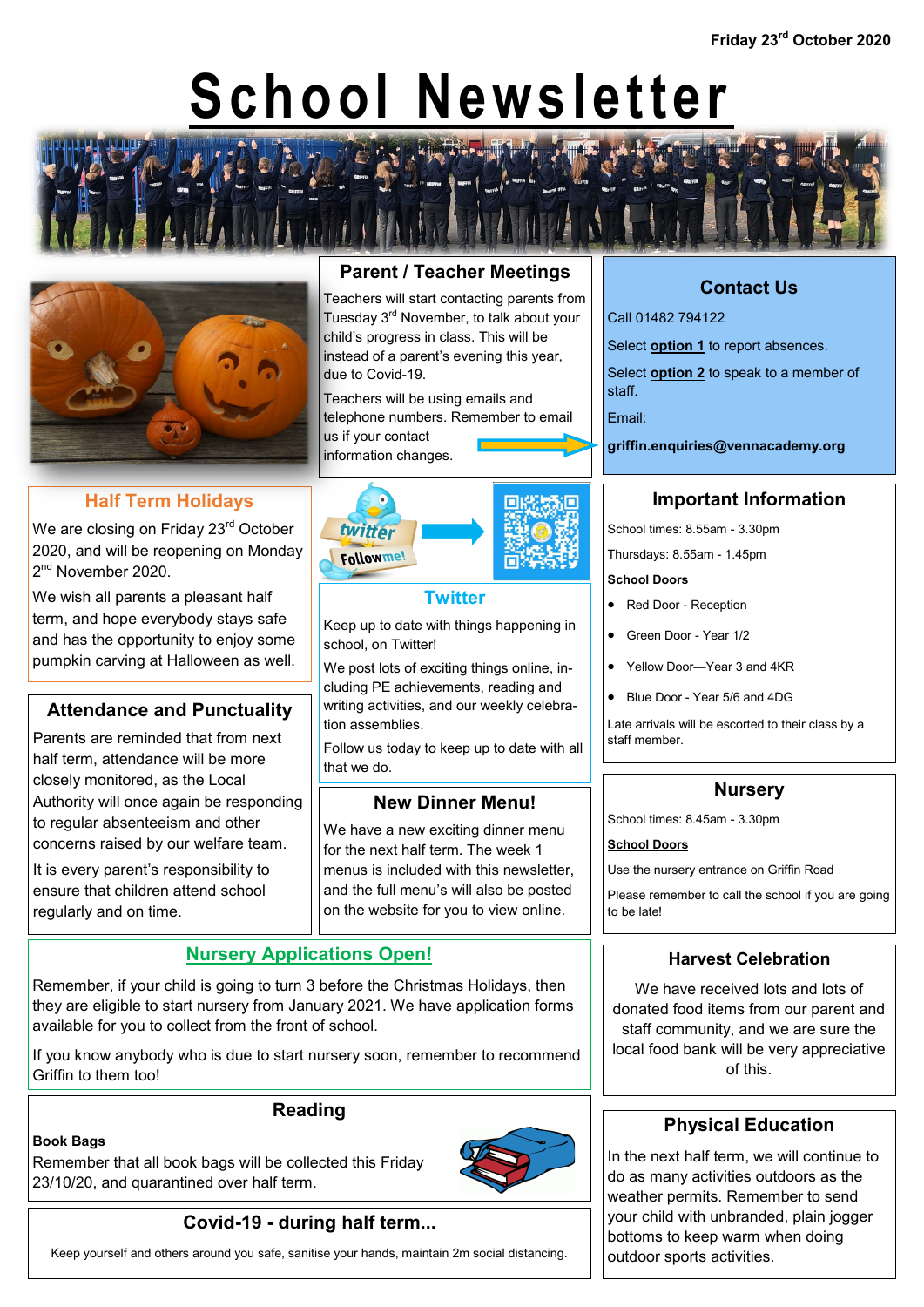Friday 23rd October 2020

# School Newsletter

## Parent / Teacher Meetings

Teachers will start contacting parents from Tuesday 3rd November, to talk about your child's progress in class. This will be instead of a parent's evening this year, due to Covid-19.

Teachers will be using emails and telephone numbers. Remember to email us if your contact information changes.

## Contact Us

Call 01482 794122

Select **option 1** to report absences.

Select **option 2** to speak to a member of staff.

Email:

**griffin.enquiries@vennacademy.org**

## Half Term Holidays

We are closing on Friday 23rd October 2020, and will be reopening on Monday 2nd November 2020.

We wish all parents a pleasant half term, and hope everybody stays safe and has the opportunity to enjoy some pumpkin carving at Halloween as well.

## Twitter

Keep up to date with things happening in school, on Twitter!

We post lots of exciting things online, including PE achievements, reading and writing activities, and our weekly celebration assemblies.

Follow us today to keep up to date with all that we do.

## Important Information

School times: 8.55am - 3.30pm

Thursdays: 8.55am - 1.45pm

**School Doors**

- Red Door - Reception
- Green Door - Year 1/2
- Yellow Door—Year 3 and 4KR
- Blue Door - Year 5/6 and 4DG

Late arrivals will be escorted to their class by a staff member.

## Attendance and Punctuality

Parents are reminded that from next half term, attendance will be more closely monitored, as the Local Authority will once again be responding to regular absenteeism and other concerns raised by our welfare team.

It is every parent's responsibility to ensure that children attend school regularly and on time.

## New Dinner Menu!

We have a new exciting dinner menu for the next half term. The week 1 menus is included with this newsletter, and the full menu's will also be posted on the website for you to view online.

## Nursery

School times: 8.45am - 3.30pm

**School Doors**

Use the nursery entrance on Griffin Road

Please remember to call the school if you are going to be late!

## Nursery Applications Open!

Remember, if your child is going to turn 3 before the Christmas Holidays, then they are eligible to start nursery from January 2021. We have application forms available for you to collect from the front of school.

If you know anybody who is due to start nursery soon, remember to recommend Griffin to them too!

## Harvest Celebration

We have received lots and lots of donated food items from our parent and staff community, and we are sure the local food bank will be very appreciative of this.

## Reading

**Book Bags**

Remember that all book bags will be collected this Friday 23/10/20, and quarantined over half term.

## Physical Education

In the next half term, we will continue to do as many activities outdoors as the weather permits. Remember to send your child with unbranded, plain jogger bottoms to keep warm when doing outdoor sports activities.

## Covid-19 - during half term...

Keep yourself and others around you safe, sanitise your hands, maintain 2m social distancing.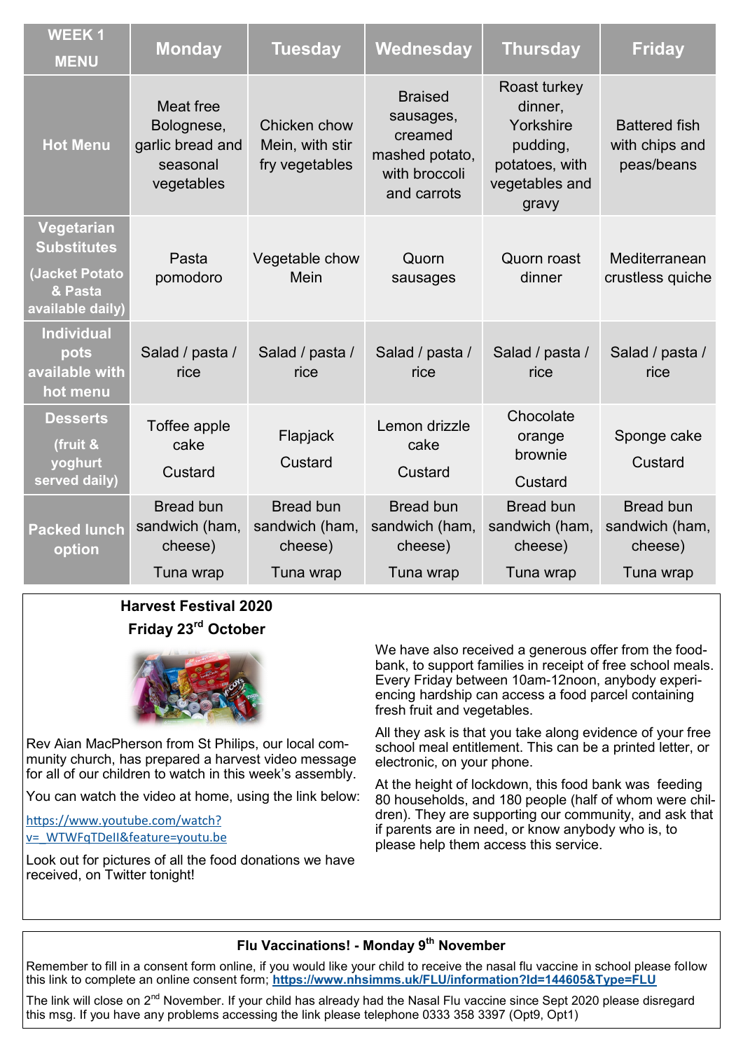| WEEK 1 MENU | Monday | Tuesday | Wednesday | Thursday | Friday |
|---|---|---|---|---|---|
| **Hot Menu** | Meat free Bolognese, garlic bread and seasonal vegetables | Chicken chow Mein, with stir fry vegetables | Braised sausages, creamed mashed potato, with broccoli and carrots | Roast turkey dinner, Yorkshire pudding, potatoes, with vegetables and gravy | Battered fish with chips and peas/beans |
| **Vegetarian Substitutes** (Jacket Potato & Pasta available daily) | Pasta pomodoro | Vegetable chow Mein | Quorn sausages | Quorn roast dinner | Mediterranean crustless quiche |
| **Individual pots available with hot menu** | Salad / pasta / rice | Salad / pasta / rice | Salad / pasta / rice | Salad / pasta / rice | Salad / pasta / rice |
| **Desserts** (fruit & yoghurt served daily) | Toffee apple cake<br>Custard | Flapjack<br>Custard | Lemon drizzle cake<br>Custard | Chocolate orange brownie<br>Custard | Sponge cake<br>Custard |
| **Packed lunch option** | Bread bun sandwich (ham, cheese)<br>Tuna wrap | Bread bun sandwich (ham, cheese)<br>Tuna wrap | Bread bun sandwich (ham, cheese)<br>Tuna wrap | Bread bun sandwich (ham, cheese)<br>Tuna wrap | Bread bun sandwich (ham, cheese)<br>Tuna wrap |

## Harvest Festival 2020
## Friday 23rd October

Rev Aian MacPherson from St Philips, our local community church, has prepared a harvest video message for all of our children to watch in this week's assembly.

You can watch the video at home, using the link below:

https://www.youtube.com/watch?v=_WTWFqTDeIl&feature=youtu.be

Look out for pictures of all the food donations we have received, on Twitter tonight!

We have also received a generous offer from the food-bank, to support families in receipt of free school meals. Every Friday between 10am-12noon, anybody experiencing hardship can access a food parcel containing fresh fruit and vegetables.

All they ask is that you take along evidence of your free school meal entitlement. This can be a printed letter, or electronic, on your phone.

At the height of lockdown, this food bank was feeding 80 households, and 180 people (half of whom were children). They are supporting our community, and ask that if parents are in need, or know anybody who is, to please help them access this service.

## Flu Vaccinations! - Monday 9th November

Remember to fill in a consent form online, if you would like your child to receive the nasal flu vaccine in school please follow this link to complete an online consent form; **https://www.nhsimms.uk/FLU/information?Id=144605&Type=FLU**

The link will close on 2nd November. If your child has already had the Nasal Flu vaccine since Sept 2020 please disregard this msg. If you have any problems accessing the link please telephone 0333 358 3397 (Opt9, Opt1)